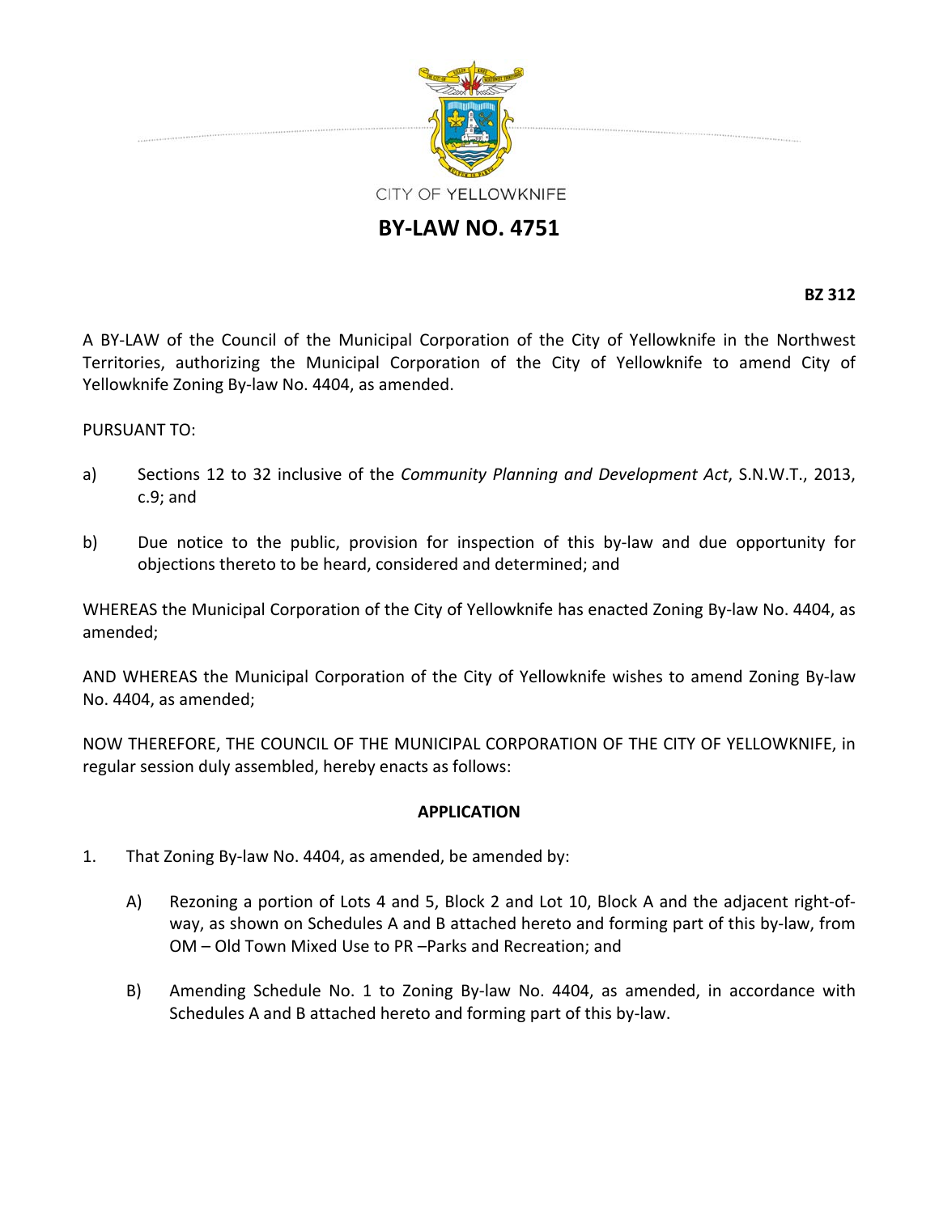CITY OF YELLOWKNIFE

# BY-LAW NO. 4751

**BZ 312**

A BY-LAW of the Council of the Municipal Corporation of the City of Yellowknife in the Northwest Territories, authorizing the Municipal Corporation of the City of Yellowknife to amend City of Yellowknife Zoning By-law No. 4404, as amended.

PURSUANT TO:

a) Sections 12 to 32 inclusive of the *Community Planning and Development Act*, S.N.W.T., 2013, c.9; and

b) Due notice to the public, provision for inspection of this by-law and due opportunity for objections thereto to be heard, considered and determined; and

WHEREAS the Municipal Corporation of the City of Yellowknife has enacted Zoning By-law No. 4404, as amended;

AND WHEREAS the Municipal Corporation of the City of Yellowknife wishes to amend Zoning By-law No. 4404, as amended;

NOW THEREFORE, THE COUNCIL OF THE MUNICIPAL CORPORATION OF THE CITY OF YELLOWKNIFE, in regular session duly assembled, hereby enacts as follows:

## APPLICATION

1. That Zoning By-law No. 4404, as amended, be amended by:

   A) Rezoning a portion of Lots 4 and 5, Block 2 and Lot 10, Block A and the adjacent right-of-way, as shown on Schedules A and B attached hereto and forming part of this by-law, from OM – Old Town Mixed Use to PR –Parks and Recreation; and

   B) Amending Schedule No. 1 to Zoning By-law No. 4404, as amended, in accordance with Schedules A and B attached hereto and forming part of this by-law.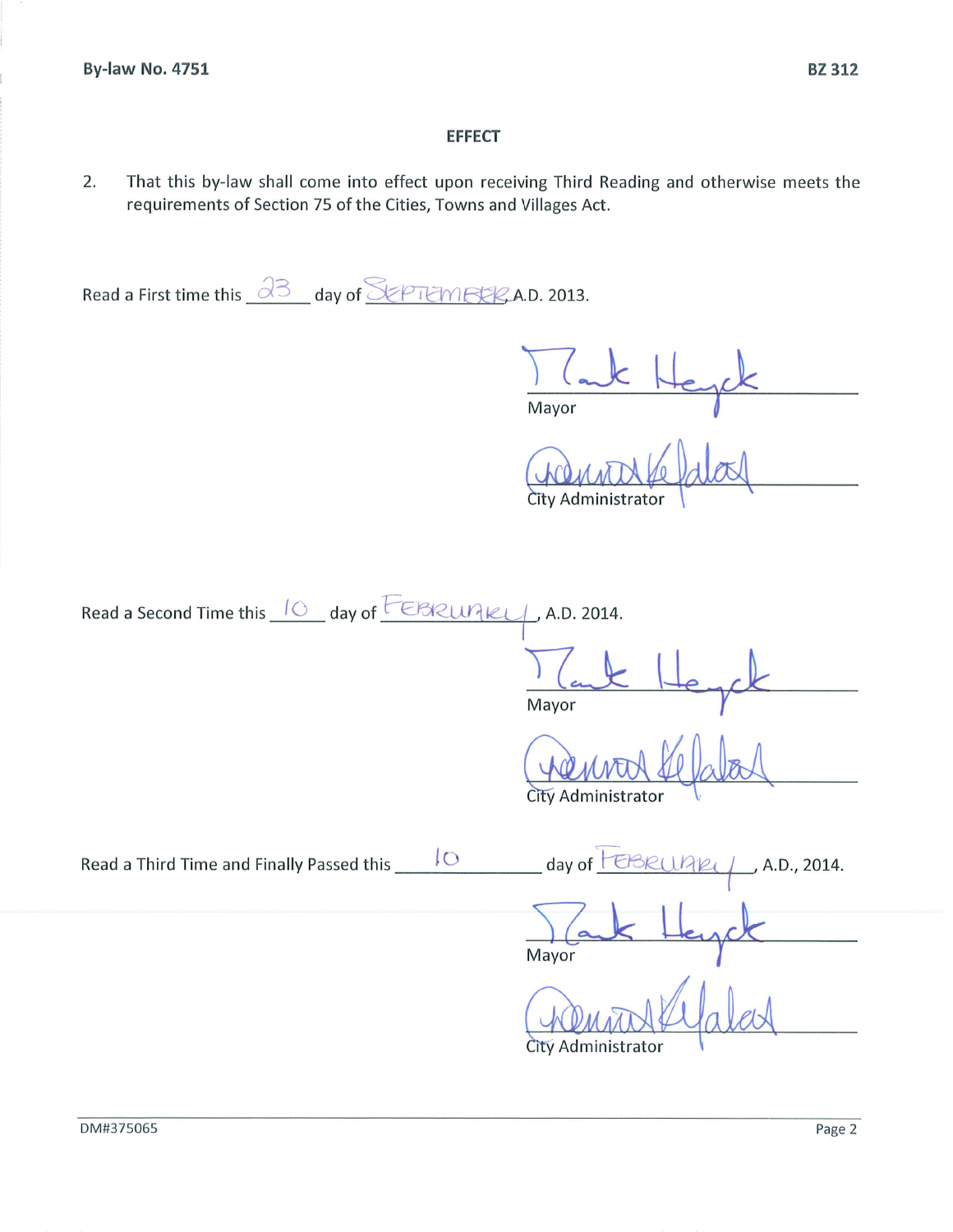## EFFECT

2. That this by-law shall come into effect upon receiving Third Reading and otherwise meets the requirements of Section 75 of the Cities, Towns and Villages Act.

Read a First time this 23 day of SEPTEMBER A.D. 2013.

Mark Heyck
Mayor

City Administrator

Read a Second Time this 10 day of FEBRUARY, A.D. 2014.

Mark Heyck
Mayor

City Administrator

Read a Third Time and Finally Passed this 10 day of FEBRUARY, A.D., 2014.

Mark Heyck
Mayor

City Administrator

DM#375065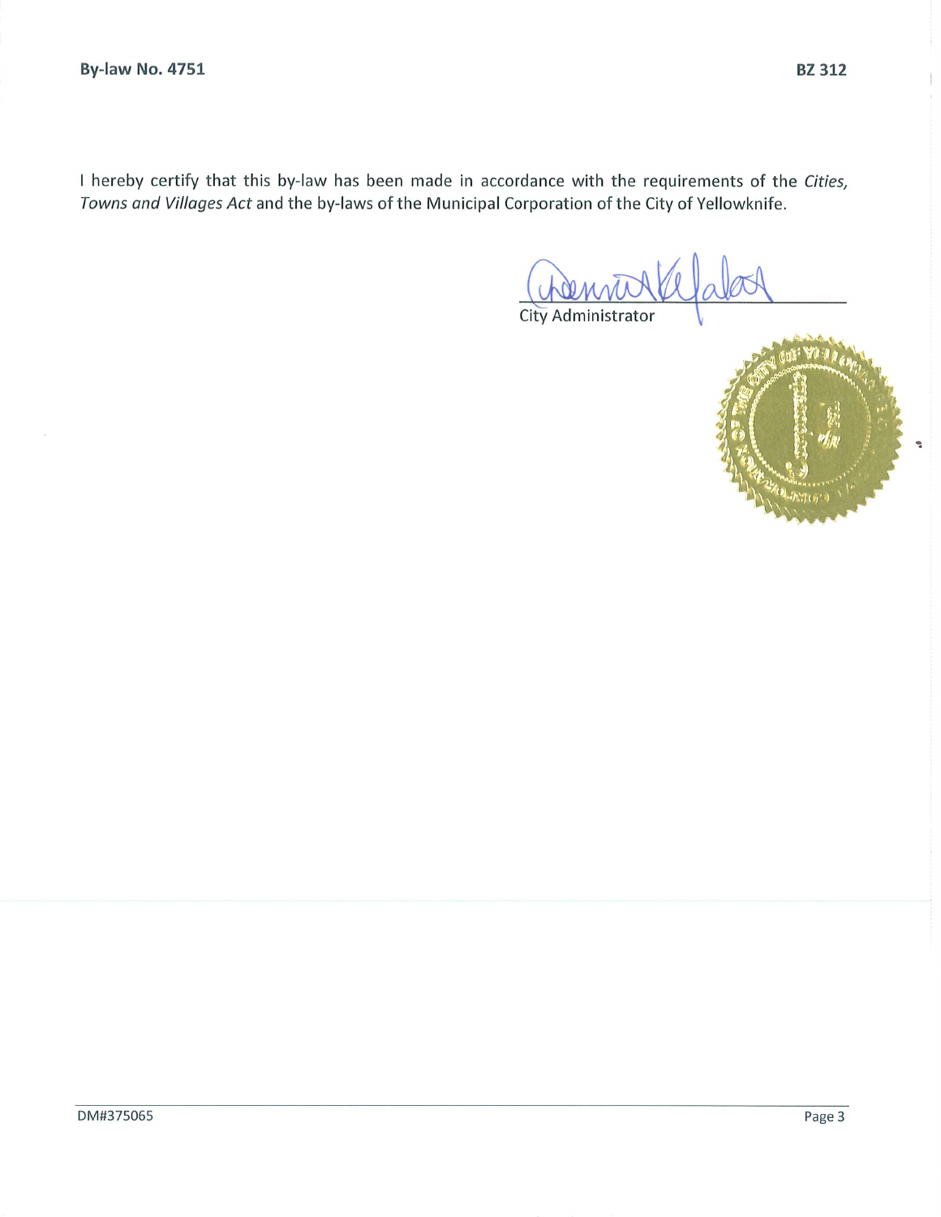I hereby certify that this by-law has been made in accordance with the requirements of the *Cities, Towns and Villages Act* and the by-laws of the Municipal Corporation of the City of Yellowknife.

City Administrator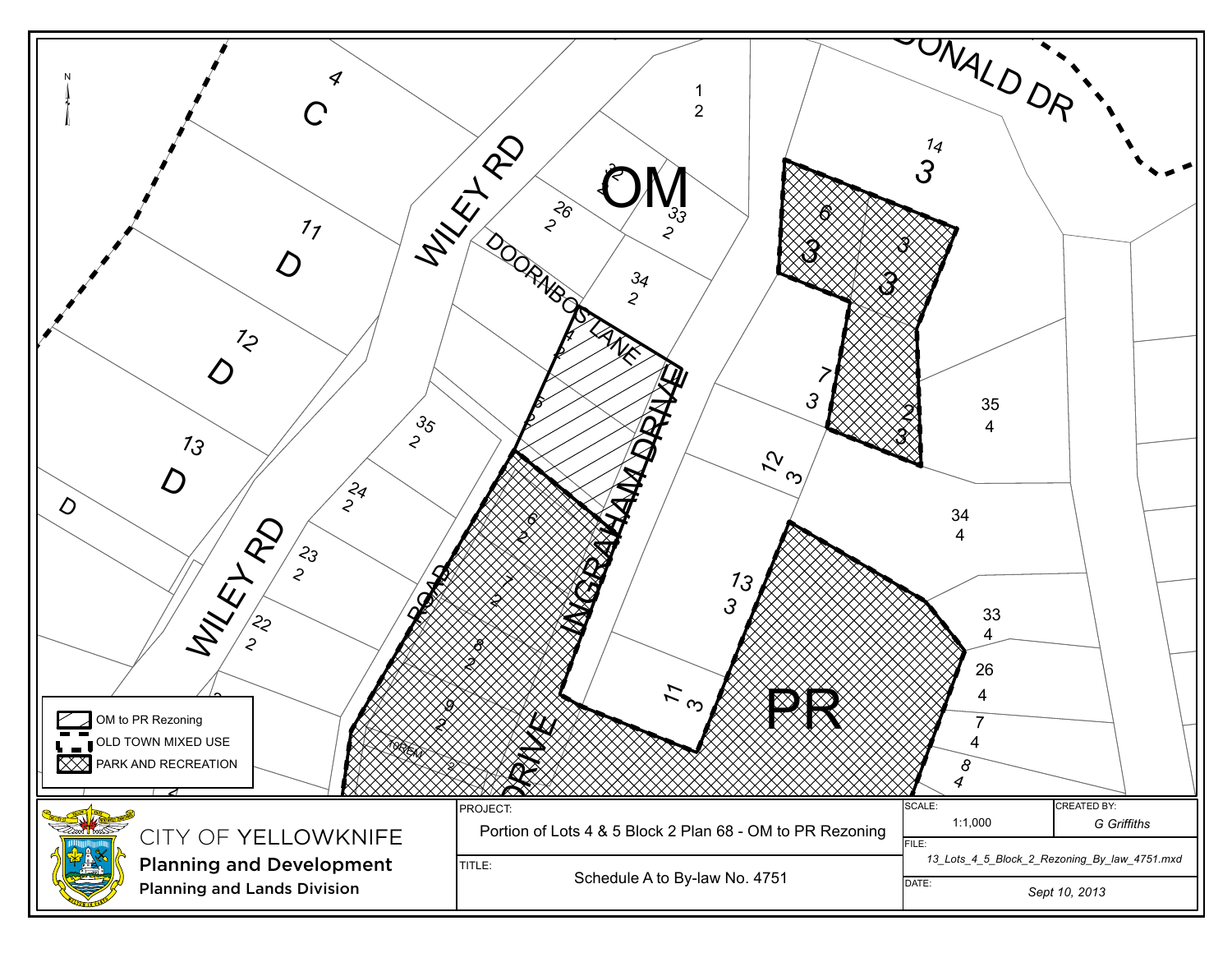OM

PR

WILEY RD

DOORNBOS LANE

INGRAHAM DRIVE

DONALD DR

**Legend**

- OM to PR Rezoning
- OLD TOWN MIXED USE
- PARK AND RECREATION

CITY OF YELLOWKNIFE

**Planning and Development**

**Planning and Lands Division**

| PROJECT: | SCALE: | CREATED BY: |
|---|---|---|
| Portion of Lots 4 & 5 Block 2 Plan 68 - OM to PR Rezoning | 1:1,000 | *G Griffiths* |
| | FILE: | |
| | *13_Lots_4_5_Block_2_Rezoning_By_law_4751.mxd* | |
| TITLE: | DATE: | |
| Schedule A to By-law No. 4751 | *Sept 10, 2013* | |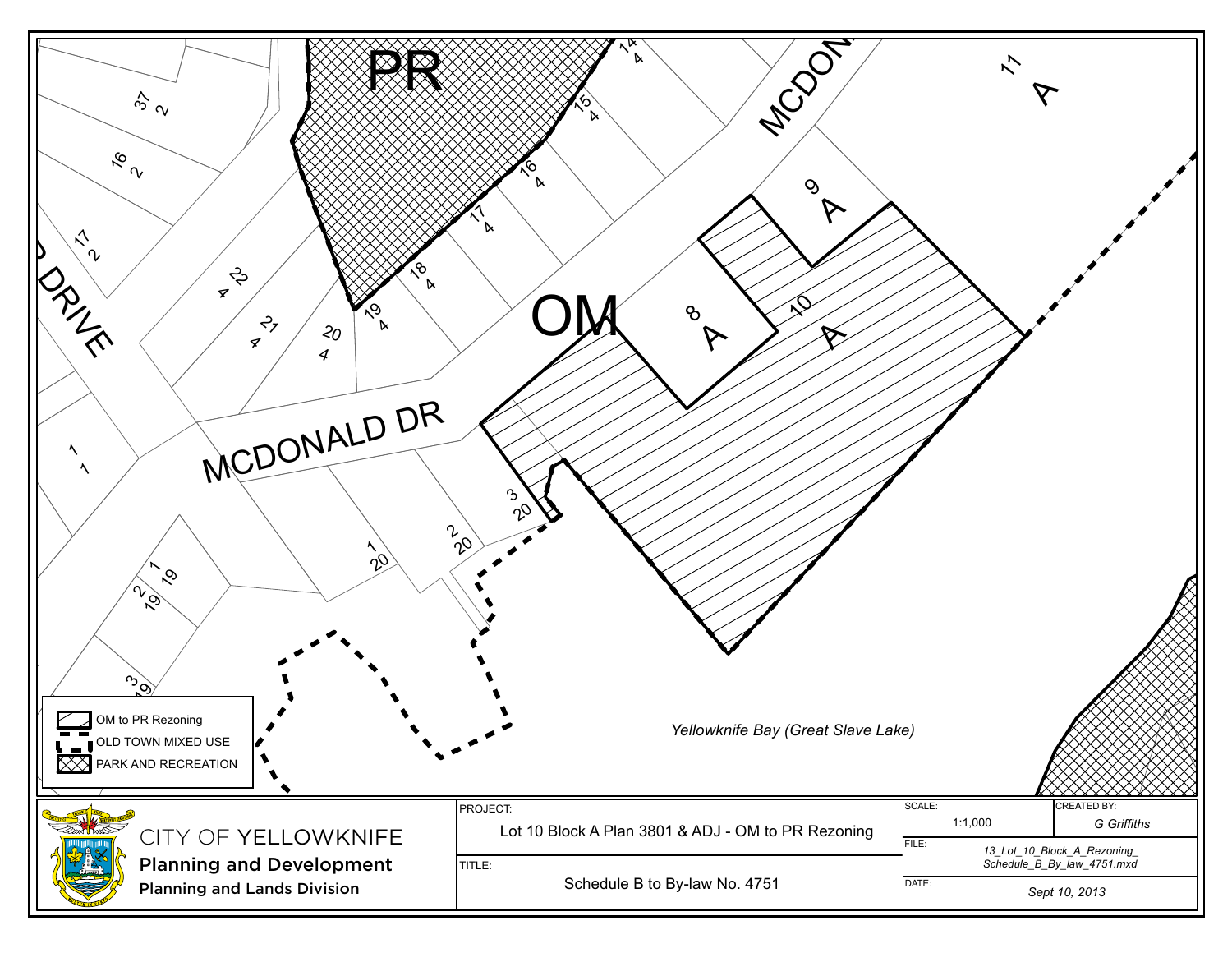PR

OM

MCDONALD DR

Yellowknife Bay (Great Slave Lake)

OM to PR Rezoning

OLD TOWN MIXED USE

PARK AND RECREATION

CITY OF YELLOWKNIFE

Planning and Development

Planning and Lands Division

| | |
|---|---|
| PROJECT: | Lot 10 Block A Plan 3801 & ADJ - OM to PR Rezoning |
| TITLE: | Schedule B to By-law No. 4751 |
| SCALE: | 1:1,000 |
| CREATED BY: | G Griffiths |
| FILE: | 13_Lot_10_Block_A_Rezoning_Schedule_B_By_law_4751.mxd |
| DATE: | Sept 10, 2013 |